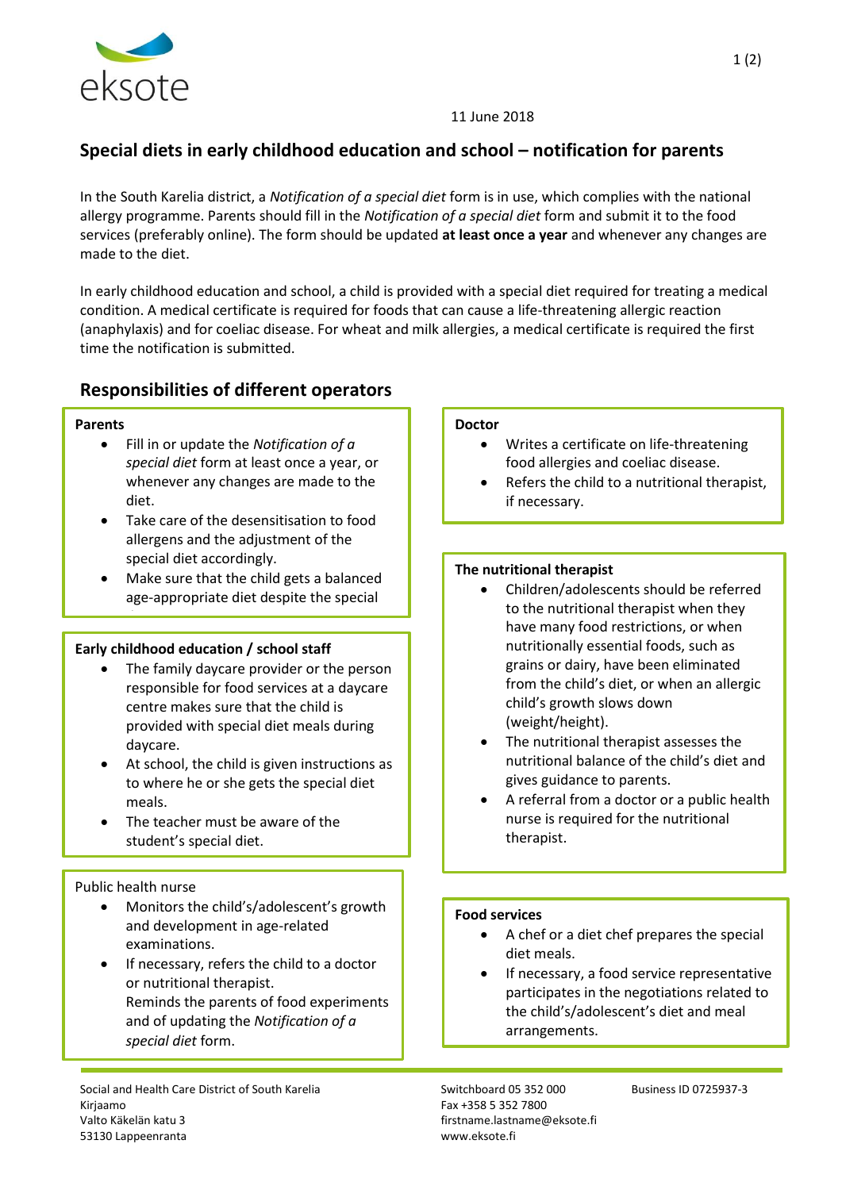11 June 2018

# Special diets in early childhood education and school – notification for parents

In the South Karelia district, a *Notification of a special diet* form is in use, which complies with the national allergy programme. Parents should fill in the *Notification of a special diet* form and submit it to the food services (preferably online). The form should be updated **at least once a year** and whenever any changes are made to the diet.

In early childhood education and school, a child is provided with a special diet required for treating a medical condition. A medical certificate is required for foods that can cause a life-threatening allergic reaction (anaphylaxis) and for coeliac disease. For wheat and milk allergies, a medical certificate is required the first time the notification is submitted.

## Responsibilities of different operators

**Parents**

- Fill in or update the *Notification of a special diet* form at least once a year, or whenever any changes are made to the diet.
- Take care of the desensitisation to food allergens and the adjustment of the special diet accordingly.
- Make sure that the child gets a balanced age-appropriate diet despite the special

**Early childhood education / school staff**

- The family daycare provider or the person responsible for food services at a daycare centre makes sure that the child is provided with special diet meals during daycare.
- At school, the child is given instructions as to where he or she gets the special diet meals.
- The teacher must be aware of the student's special diet.

Public health nurse

- Monitors the child's/adolescent's growth and development in age-related examinations.
- If necessary, refers the child to a doctor or nutritional therapist.
  Reminds the parents of food experiments and of updating the *Notification of a special diet* form.

**Doctor**

- Writes a certificate on life-threatening food allergies and coeliac disease.
- Refers the child to a nutritional therapist, if necessary.

**The nutritional therapist**

- Children/adolescents should be referred to the nutritional therapist when they have many food restrictions, or when nutritionally essential foods, such as grains or dairy, have been eliminated from the child's diet, or when an allergic child's growth slows down (weight/height).
- The nutritional therapist assesses the nutritional balance of the child's diet and gives guidance to parents.
- A referral from a doctor or a public health nurse is required for the nutritional therapist.

**Food services**

- A chef or a diet chef prepares the special diet meals.
- If necessary, a food service representative participates in the negotiations related to the child's/adolescent's diet and meal arrangements.

Social and Health Care District of South Karelia
Kirjaamo
Valto Käkelän katu 3
53130 Lappeenranta

Switchboard 05 352 000
Fax +358 5 352 7800
firstname.lastname@eksote.fi
www.eksote.fi

Business ID 0725937-3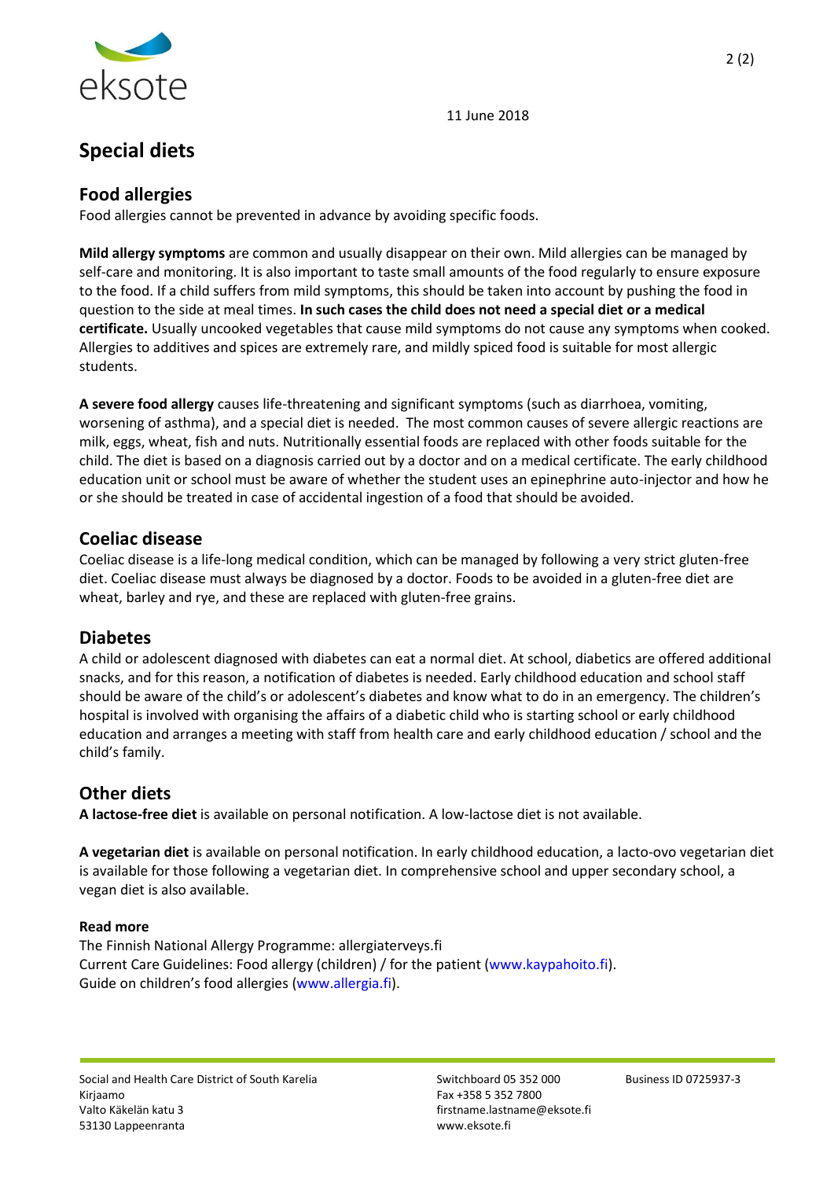11 June 2018

# Special diets

## Food allergies

Food allergies cannot be prevented in advance by avoiding specific foods.

**Mild allergy symptoms** are common and usually disappear on their own. Mild allergies can be managed by self-care and monitoring. It is also important to taste small amounts of the food regularly to ensure exposure to the food. If a child suffers from mild symptoms, this should be taken into account by pushing the food in question to the side at meal times. **In such cases the child does not need a special diet or a medical certificate.** Usually uncooked vegetables that cause mild symptoms do not cause any symptoms when cooked. Allergies to additives and spices are extremely rare, and mildly spiced food is suitable for most allergic students.

**A severe food allergy** causes life-threatening and significant symptoms (such as diarrhoea, vomiting, worsening of asthma), and a special diet is needed. The most common causes of severe allergic reactions are milk, eggs, wheat, fish and nuts. Nutritionally essential foods are replaced with other foods suitable for the child. The diet is based on a diagnosis carried out by a doctor and on a medical certificate. The early childhood education unit or school must be aware of whether the student uses an epinephrine auto-injector and how he or she should be treated in case of accidental ingestion of a food that should be avoided.

## Coeliac disease

Coeliac disease is a life-long medical condition, which can be managed by following a very strict gluten-free diet. Coeliac disease must always be diagnosed by a doctor. Foods to be avoided in a gluten-free diet are wheat, barley and rye, and these are replaced with gluten-free grains.

## Diabetes

A child or adolescent diagnosed with diabetes can eat a normal diet. At school, diabetics are offered additional snacks, and for this reason, a notification of diabetes is needed. Early childhood education and school staff should be aware of the child's or adolescent's diabetes and know what to do in an emergency. The children's hospital is involved with organising the affairs of a diabetic child who is starting school or early childhood education and arranges a meeting with staff from health care and early childhood education / school and the child's family.

## Other diets

**A lactose-free diet** is available on personal notification. A low-lactose diet is not available.

**A vegetarian diet** is available on personal notification. In early childhood education, a lacto-ovo vegetarian diet is available for those following a vegetarian diet. In comprehensive school and upper secondary school, a vegan diet is also available.

**Read more**

The Finnish National Allergy Programme: allergiaterveys.fi
Current Care Guidelines: Food allergy (children) / for the patient (www.kaypahoito.fi).
Guide on children's food allergies (www.allergia.fi).

Social and Health Care District of South Karelia
Kirjaamo
Valto Käkelän katu 3
53130 Lappeenranta

Switchboard 05 352 000
Fax +358 5 352 7800
firstname.lastname@eksote.fi
www.eksote.fi

Business ID 0725937-3